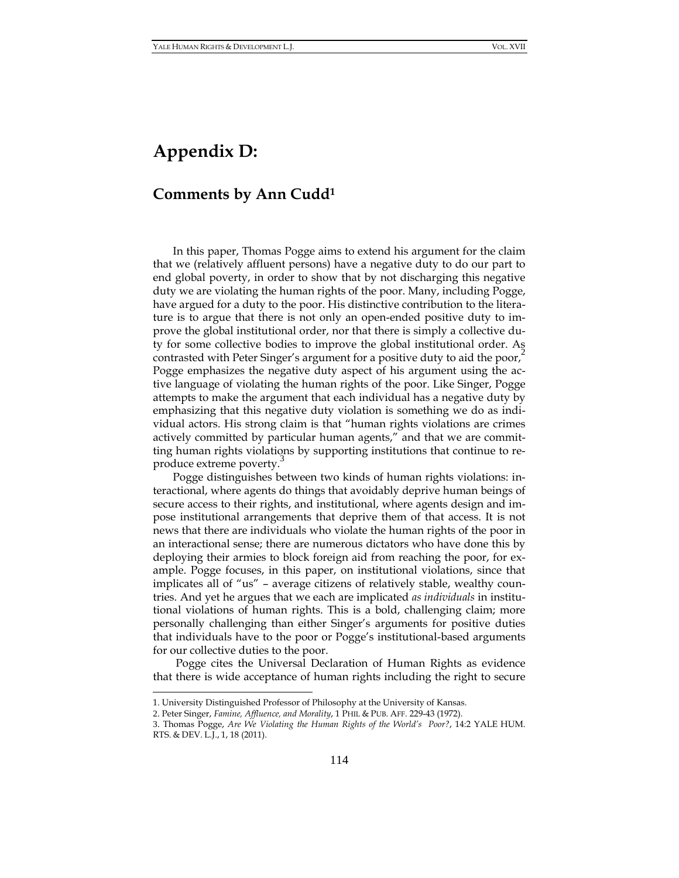# Appendix D:

## Comments by Ann Cudd[1]

In this paper, Thomas Pogge aims to extend his argument for the claim that we (relatively affluent persons) have a negative duty to do our part to end global poverty, in order to show that by not discharging this negative duty we are violating the human rights of the poor. Many, including Pogge, have argued for a duty to the poor. His distinctive contribution to the literature is to argue that there is not only an open-ended positive duty to improve the global institutional order, nor that there is simply a collective duty for some collective bodies to improve the global institutional order. As contrasted with Peter Singer's argument for a positive duty to aid the poor,[2] Pogge emphasizes the negative duty aspect of his argument using the active language of violating the human rights of the poor. Like Singer, Pogge attempts to make the argument that each individual has a negative duty by emphasizing that this negative duty violation is something we do as individual actors. His strong claim is that "human rights violations are crimes actively committed by particular human agents," and that we are committing human rights violations by supporting institutions that continue to reproduce extreme poverty.[3]

Pogge distinguishes between two kinds of human rights violations: interactional, where agents do things that avoidably deprive human beings of secure access to their rights, and institutional, where agents design and impose institutional arrangements that deprive them of that access. It is not news that there are individuals who violate the human rights of the poor in an interactional sense; there are numerous dictators who have done this by deploying their armies to block foreign aid from reaching the poor, for example. Pogge focuses, in this paper, on institutional violations, since that implicates all of "us" – average citizens of relatively stable, wealthy countries. And yet he argues that we each are implicated *as individuals* in institutional violations of human rights. This is a bold, challenging claim; more personally challenging than either Singer's arguments for positive duties that individuals have to the poor or Pogge's institutional-based arguments for our collective duties to the poor.

Pogge cites the Universal Declaration of Human Rights as evidence that there is wide acceptance of human rights including the right to secure

---

1. University Distinguished Professor of Philosophy at the University of Kansas.

2. Peter Singer, *Famine, Affluence, and Morality*, 1 PHIL & PUB. AFF. 229-43 (1972).

3. Thomas Pogge, *Are We Violating the Human Rights of the World's Poor?*, 14:2 YALE HUM. RTS. & DEV. L.J., 1, 18 (2011).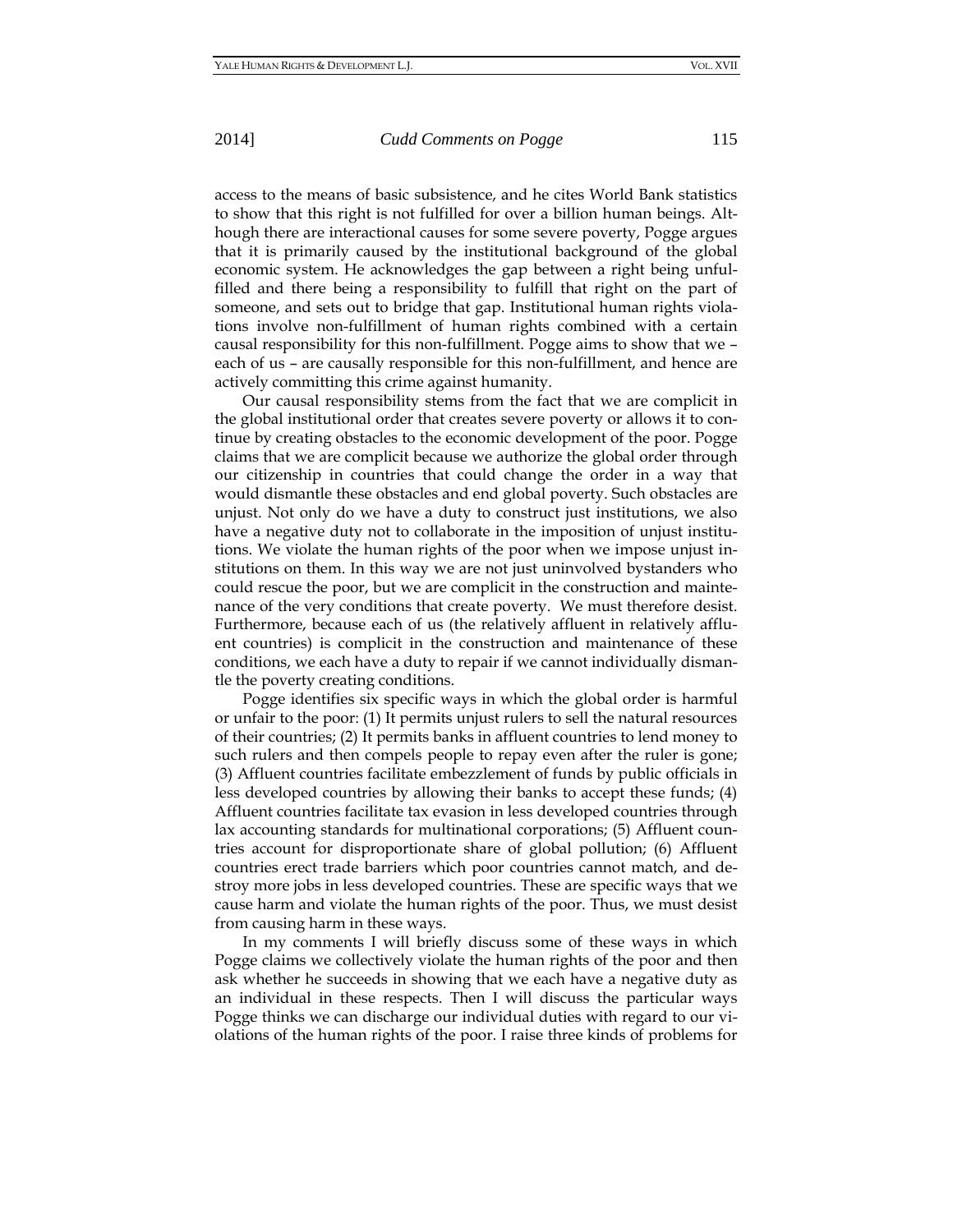access to the means of basic subsistence, and he cites World Bank statistics to show that this right is not fulfilled for over a billion human beings. Although there are interactional causes for some severe poverty, Pogge argues that it is primarily caused by the institutional background of the global economic system. He acknowledges the gap between a right being unfulfilled and there being a responsibility to fulfill that right on the part of someone, and sets out to bridge that gap. Institutional human rights violations involve non-fulfillment of human rights combined with a certain causal responsibility for this non-fulfillment. Pogge aims to show that we – each of us – are causally responsible for this non-fulfillment, and hence are actively committing this crime against humanity.

Our causal responsibility stems from the fact that we are complicit in the global institutional order that creates severe poverty or allows it to continue by creating obstacles to the economic development of the poor. Pogge claims that we are complicit because we authorize the global order through our citizenship in countries that could change the order in a way that would dismantle these obstacles and end global poverty. Such obstacles are unjust. Not only do we have a duty to construct just institutions, we also have a negative duty not to collaborate in the imposition of unjust institutions. We violate the human rights of the poor when we impose unjust institutions on them. In this way we are not just uninvolved bystanders who could rescue the poor, but we are complicit in the construction and maintenance of the very conditions that create poverty. We must therefore desist. Furthermore, because each of us (the relatively affluent in relatively affluent countries) is complicit in the construction and maintenance of these conditions, we each have a duty to repair if we cannot individually dismantle the poverty creating conditions.

Pogge identifies six specific ways in which the global order is harmful or unfair to the poor: (1) It permits unjust rulers to sell the natural resources of their countries; (2) It permits banks in affluent countries to lend money to such rulers and then compels people to repay even after the ruler is gone; (3) Affluent countries facilitate embezzlement of funds by public officials in less developed countries by allowing their banks to accept these funds; (4) Affluent countries facilitate tax evasion in less developed countries through lax accounting standards for multinational corporations; (5) Affluent countries account for disproportionate share of global pollution; (6) Affluent countries erect trade barriers which poor countries cannot match, and destroy more jobs in less developed countries. These are specific ways that we cause harm and violate the human rights of the poor. Thus, we must desist from causing harm in these ways.

In my comments I will briefly discuss some of these ways in which Pogge claims we collectively violate the human rights of the poor and then ask whether he succeeds in showing that we each have a negative duty as an individual in these respects. Then I will discuss the particular ways Pogge thinks we can discharge our individual duties with regard to our violations of the human rights of the poor. I raise three kinds of problems for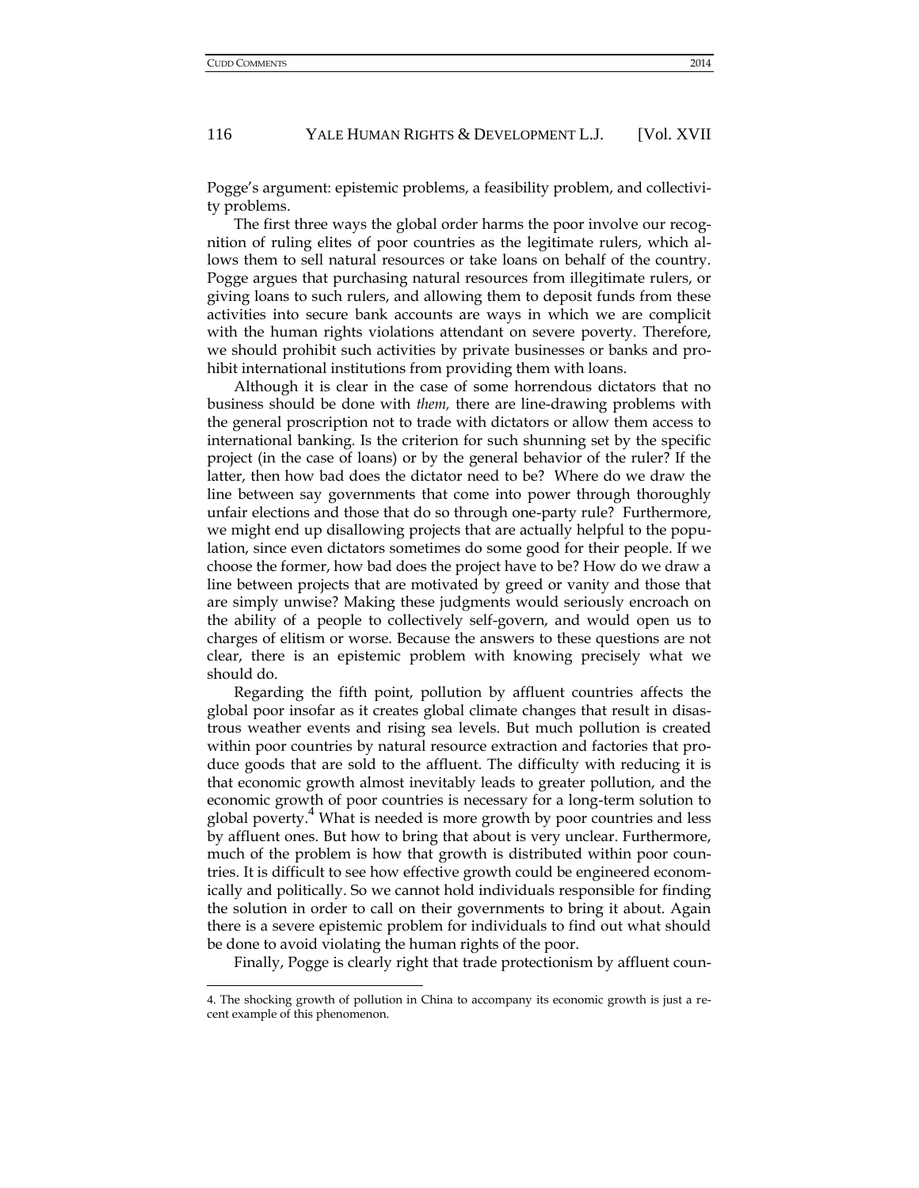Pogge's argument: epistemic problems, a feasibility problem, and collectivity problems.

The first three ways the global order harms the poor involve our recognition of ruling elites of poor countries as the legitimate rulers, which allows them to sell natural resources or take loans on behalf of the country. Pogge argues that purchasing natural resources from illegitimate rulers, or giving loans to such rulers, and allowing them to deposit funds from these activities into secure bank accounts are ways in which we are complicit with the human rights violations attendant on severe poverty. Therefore, we should prohibit such activities by private businesses or banks and prohibit international institutions from providing them with loans.

Although it is clear in the case of some horrendous dictators that no business should be done with *them,* there are line-drawing problems with the general proscription not to trade with dictators or allow them access to international banking. Is the criterion for such shunning set by the specific project (in the case of loans) or by the general behavior of the ruler? If the latter, then how bad does the dictator need to be? Where do we draw the line between say governments that come into power through thoroughly unfair elections and those that do so through one-party rule? Furthermore, we might end up disallowing projects that are actually helpful to the population, since even dictators sometimes do some good for their people. If we choose the former, how bad does the project have to be? How do we draw a line between projects that are motivated by greed or vanity and those that are simply unwise? Making these judgments would seriously encroach on the ability of a people to collectively self-govern, and would open us to charges of elitism or worse. Because the answers to these questions are not clear, there is an epistemic problem with knowing precisely what we should do.

Regarding the fifth point, pollution by affluent countries affects the global poor insofar as it creates global climate changes that result in disastrous weather events and rising sea levels. But much pollution is created within poor countries by natural resource extraction and factories that produce goods that are sold to the affluent. The difficulty with reducing it is that economic growth almost inevitably leads to greater pollution, and the economic growth of poor countries is necessary for a long-term solution to global poverty.[4] What is needed is more growth by poor countries and less by affluent ones. But how to bring that about is very unclear. Furthermore, much of the problem is how that growth is distributed within poor countries. It is difficult to see how effective growth could be engineered economically and politically. So we cannot hold individuals responsible for finding the solution in order to call on their governments to bring it about. Again there is a severe epistemic problem for individuals to find out what should be done to avoid violating the human rights of the poor.

Finally, Pogge is clearly right that trade protectionism by affluent coun-

---

4. The shocking growth of pollution in China to accompany its economic growth is just a recent example of this phenomenon.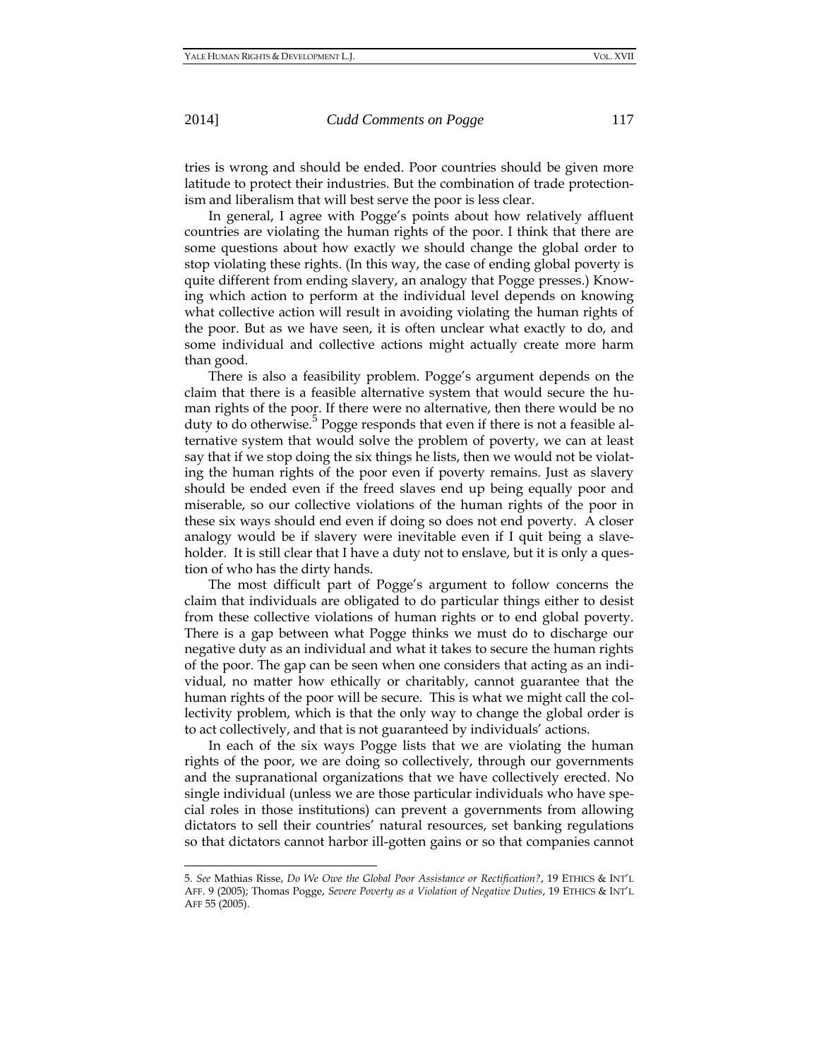tries is wrong and should be ended. Poor countries should be given more latitude to protect their industries. But the combination of trade protectionism and liberalism that will best serve the poor is less clear.

In general, I agree with Pogge's points about how relatively affluent countries are violating the human rights of the poor. I think that there are some questions about how exactly we should change the global order to stop violating these rights. (In this way, the case of ending global poverty is quite different from ending slavery, an analogy that Pogge presses.) Knowing which action to perform at the individual level depends on knowing what collective action will result in avoiding violating the human rights of the poor. But as we have seen, it is often unclear what exactly to do, and some individual and collective actions might actually create more harm than good.

There is also a feasibility problem. Pogge's argument depends on the claim that there is a feasible alternative system that would secure the human rights of the poor. If there were no alternative, then there would be no duty to do otherwise.[5] Pogge responds that even if there is not a feasible alternative system that would solve the problem of poverty, we can at least say that if we stop doing the six things he lists, then we would not be violating the human rights of the poor even if poverty remains. Just as slavery should be ended even if the freed slaves end up being equally poor and miserable, so our collective violations of the human rights of the poor in these six ways should end even if doing so does not end poverty. A closer analogy would be if slavery were inevitable even if I quit being a slaveholder. It is still clear that I have a duty not to enslave, but it is only a question of who has the dirty hands.

The most difficult part of Pogge's argument to follow concerns the claim that individuals are obligated to do particular things either to desist from these collective violations of human rights or to end global poverty. There is a gap between what Pogge thinks we must do to discharge our negative duty as an individual and what it takes to secure the human rights of the poor. The gap can be seen when one considers that acting as an individual, no matter how ethically or charitably, cannot guarantee that the human rights of the poor will be secure. This is what we might call the collectivity problem, which is that the only way to change the global order is to act collectively, and that is not guaranteed by individuals' actions.

In each of the six ways Pogge lists that we are violating the human rights of the poor, we are doing so collectively, through our governments and the supranational organizations that we have collectively erected. No single individual (unless we are those particular individuals who have special roles in those institutions) can prevent a governments from allowing dictators to sell their countries' natural resources, set banking regulations so that dictators cannot harbor ill-gotten gains or so that companies cannot

---

5. *See* Mathias Risse, *Do We Owe the Global Poor Assistance or Rectification?*, 19 ETHICS & INT'L AFF. 9 (2005); Thomas Pogge, *Severe Poverty as a Violation of Negative Duties*, 19 ETHICS & INT'L AFF 55 (2005).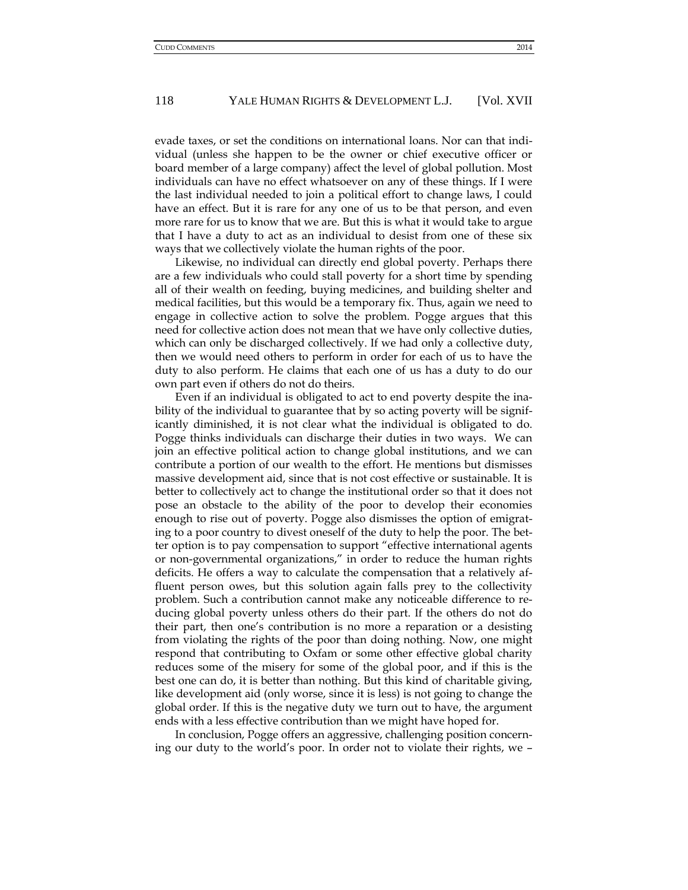evade taxes, or set the conditions on international loans. Nor can that individual (unless she happen to be the owner or chief executive officer or board member of a large company) affect the level of global pollution. Most individuals can have no effect whatsoever on any of these things. If I were the last individual needed to join a political effort to change laws, I could have an effect. But it is rare for any one of us to be that person, and even more rare for us to know that we are. But this is what it would take to argue that I have a duty to act as an individual to desist from one of these six ways that we collectively violate the human rights of the poor.

Likewise, no individual can directly end global poverty. Perhaps there are a few individuals who could stall poverty for a short time by spending all of their wealth on feeding, buying medicines, and building shelter and medical facilities, but this would be a temporary fix. Thus, again we need to engage in collective action to solve the problem. Pogge argues that this need for collective action does not mean that we have only collective duties, which can only be discharged collectively. If we had only a collective duty, then we would need others to perform in order for each of us to have the duty to also perform. He claims that each one of us has a duty to do our own part even if others do not do theirs.

Even if an individual is obligated to act to end poverty despite the inability of the individual to guarantee that by so acting poverty will be significantly diminished, it is not clear what the individual is obligated to do. Pogge thinks individuals can discharge their duties in two ways. We can join an effective political action to change global institutions, and we can contribute a portion of our wealth to the effort. He mentions but dismisses massive development aid, since that is not cost effective or sustainable. It is better to collectively act to change the institutional order so that it does not pose an obstacle to the ability of the poor to develop their economies enough to rise out of poverty. Pogge also dismisses the option of emigrating to a poor country to divest oneself of the duty to help the poor. The better option is to pay compensation to support "effective international agents or non-governmental organizations," in order to reduce the human rights deficits. He offers a way to calculate the compensation that a relatively affluent person owes, but this solution again falls prey to the collectivity problem. Such a contribution cannot make any noticeable difference to reducing global poverty unless others do their part. If the others do not do their part, then one's contribution is no more a reparation or a desisting from violating the rights of the poor than doing nothing. Now, one might respond that contributing to Oxfam or some other effective global charity reduces some of the misery for some of the global poor, and if this is the best one can do, it is better than nothing. But this kind of charitable giving, like development aid (only worse, since it is less) is not going to change the global order. If this is the negative duty we turn out to have, the argument ends with a less effective contribution than we might have hoped for.

In conclusion, Pogge offers an aggressive, challenging position concerning our duty to the world's poor. In order not to violate their rights, we –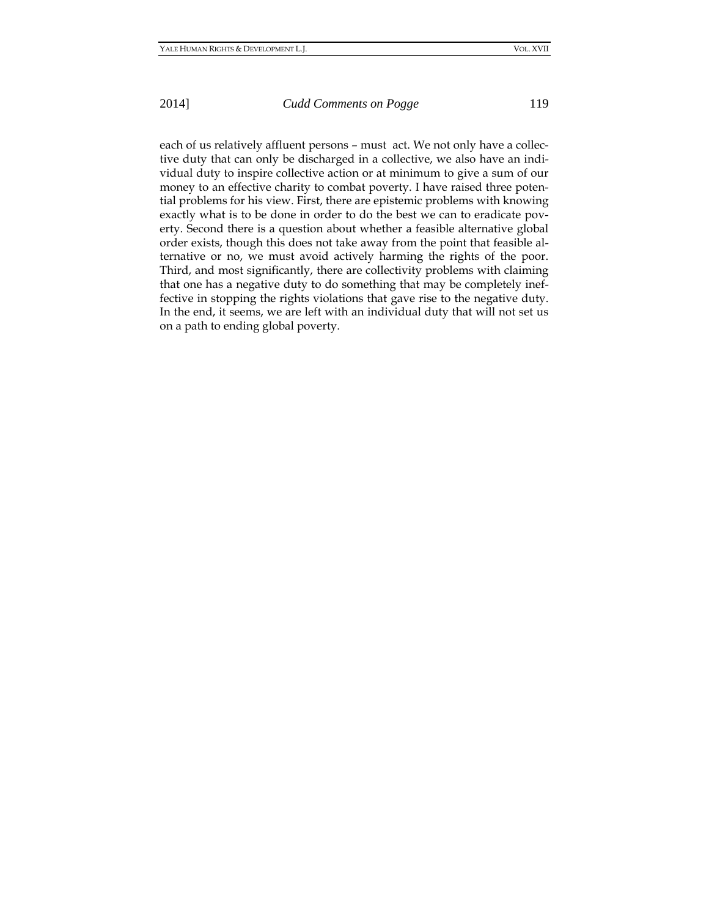each of us relatively affluent persons – must act. We not only have a collective duty that can only be discharged in a collective, we also have an individual duty to inspire collective action or at minimum to give a sum of our money to an effective charity to combat poverty. I have raised three potential problems for his view. First, there are epistemic problems with knowing exactly what is to be done in order to do the best we can to eradicate poverty. Second there is a question about whether a feasible alternative global order exists, though this does not take away from the point that feasible alternative or no, we must avoid actively harming the rights of the poor. Third, and most significantly, there are collectivity problems with claiming that one has a negative duty to do something that may be completely ineffective in stopping the rights violations that gave rise to the negative duty. In the end, it seems, we are left with an individual duty that will not set us on a path to ending global poverty.